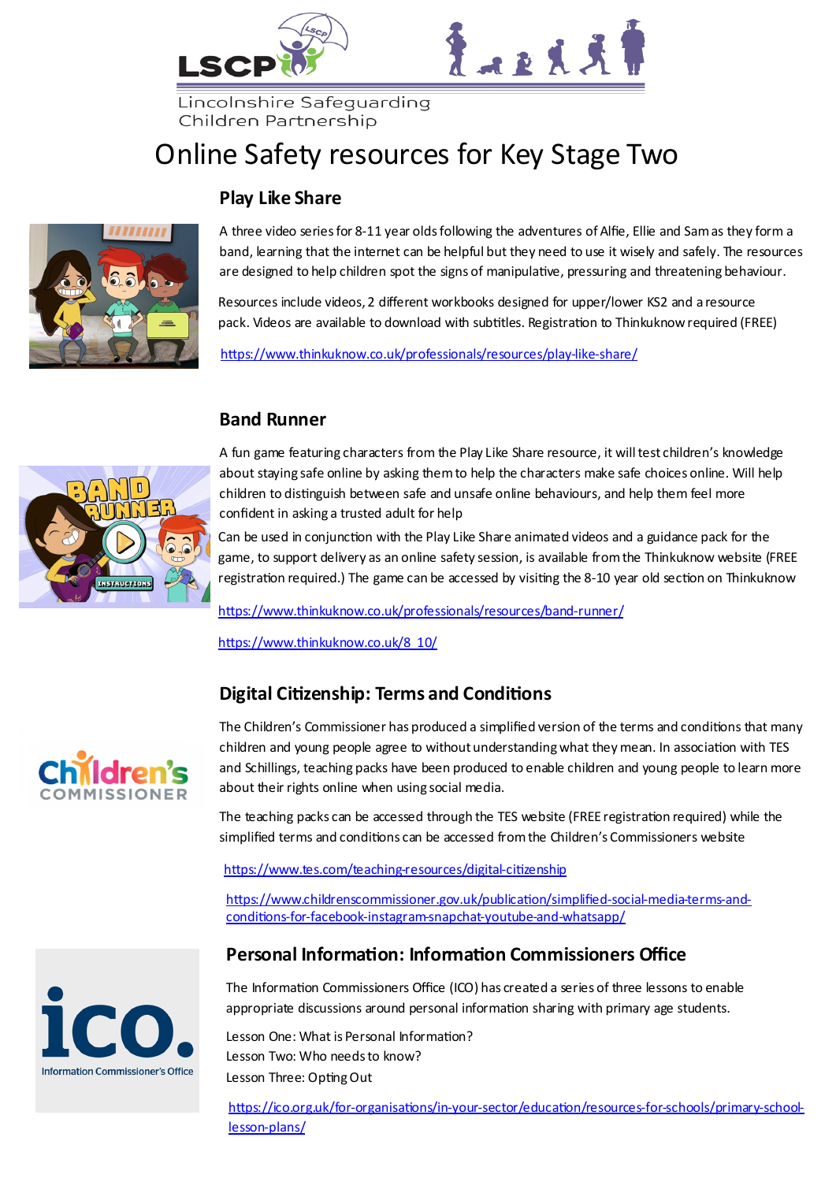Lincolnshire Safeguarding Children Partnership

# Online Safety resources for Key Stage Two

## Play Like Share

A three video series for 8-11 year olds following the adventures of Alfie, Ellie and Sam as they form a band, learning that the internet can be helpful but they need to use it wisely and safely. The resources are designed to help children spot the signs of manipulative, pressuring and threatening behaviour.

Resources include videos, 2 different workbooks designed for upper/lower KS2 and a resource pack. Videos are available to download with subtitles. Registration to Thinkuknow required (FREE)

https://www.thinkuknow.co.uk/professionals/resources/play-like-share/

## Band Runner

A fun game featuring characters from the Play Like Share resource, it will test children's knowledge about staying safe online by asking them to help the characters make safe choices online. Will help children to distinguish between safe and unsafe online behaviours, and help them feel more confident in asking a trusted adult for help

Can be used in conjunction with the Play Like Share animated videos and a guidance pack for the game, to support delivery as an online safety session, is available from the Thinkuknow website (FREE registration required.) The game can be accessed by visiting the 8-10 year old section on Thinkuknow

https://www.thinkuknow.co.uk/professionals/resources/band-runner/

https://www.thinkuknow.co.uk/8_10/

## Digital Citizenship: Terms and Conditions

The Children's Commissioner has produced a simplified version of the terms and conditions that many children and young people agree to without understanding what they mean. In association with TES and Schillings, teaching packs have been produced to enable children and young people to learn more about their rights online when using social media.

The teaching packs can be accessed through the TES website (FREE registration required) while the simplified terms and conditions can be accessed from the Children's Commissioners website

https://www.tes.com/teaching-resources/digital-citizenship

https://www.childrenscommissioner.gov.uk/publication/simplified-social-media-terms-and-conditions-for-facebook-instagram-snapchat-youtube-and-whatsapp/

## Personal Information: Information Commissioners Office

The Information Commissioners Office (ICO) has created a series of three lessons to enable appropriate discussions around personal information sharing with primary age students.

Lesson One: What is Personal Information?
Lesson Two: Who needs to know?
Lesson Three: Opting Out

https://ico.org.uk/for-organisations/in-your-sector/education/resources-for-schools/primary-school-lesson-plans/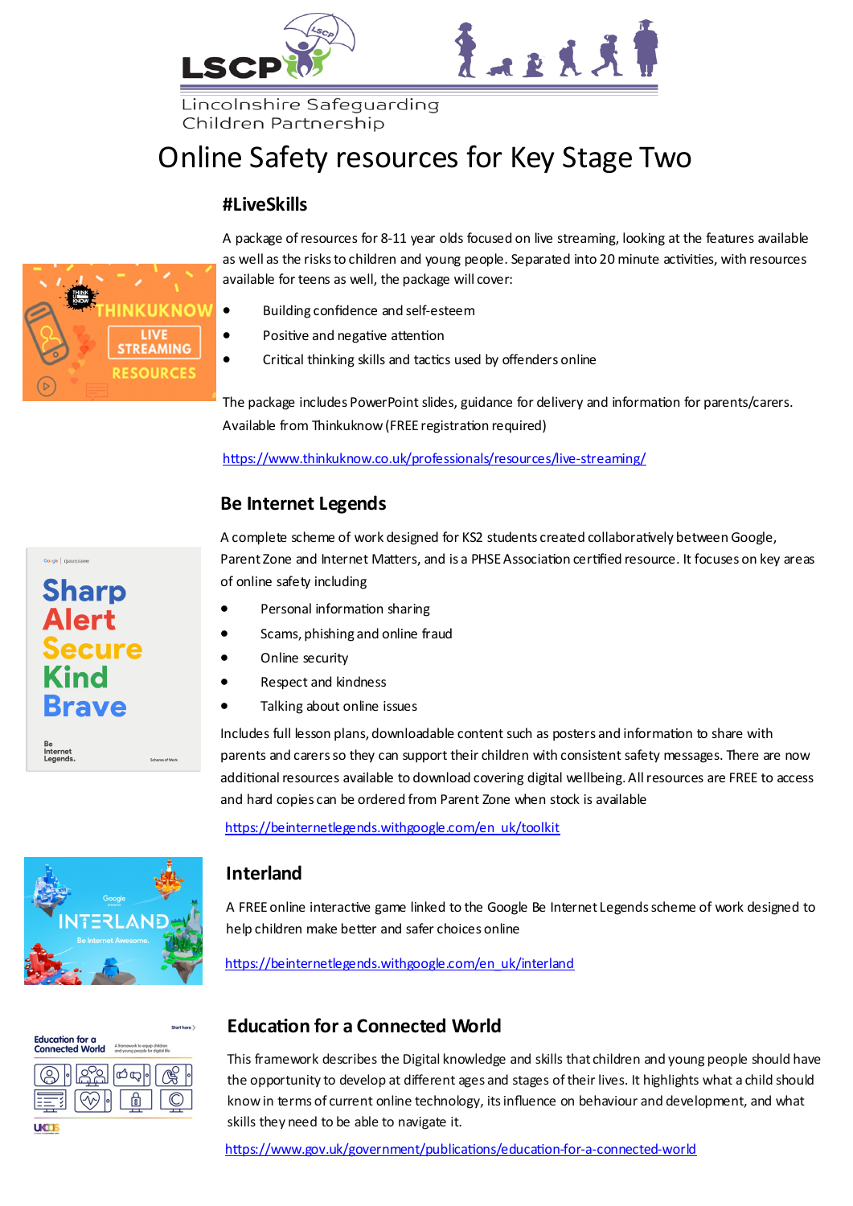LSCP

Lincolnshire Safeguarding Children Partnership

# Online Safety resources for Key Stage Two

## #LiveSkills

A package of resources for 8-11 year olds focused on live streaming, looking at the features available as well as the risks to children and young people. Separated into 20 minute activities, with resources available for teens as well, the package will cover:

- Building confidence and self-esteem
- Positive and negative attention
- Critical thinking skills and tactics used by offenders online

The package includes PowerPoint slides, guidance for delivery and information for parents/carers. Available from Thinkuknow (FREE registration required)

https://www.thinkuknow.co.uk/professionals/resources/live-streaming/

## Be Internet Legends

A complete scheme of work designed for KS2 students created collaboratively between Google, Parent Zone and Internet Matters, and is a PHSE Association certified resource. It focuses on key areas of online safety including

- Personal information sharing
- Scams, phishing and online fraud
- Online security
- Respect and kindness
- Talking about online issues

Includes full lesson plans, downloadable content such as posters and information to share with parents and carers so they can support their children with consistent safety messages. There are now additional resources available to download covering digital wellbeing. All resources are FREE to access and hard copies can be ordered from Parent Zone when stock is available

https://beinternetlegends.withgoogle.com/en_uk/toolkit

## Interland

A FREE online interactive game linked to the Google Be Internet Legends scheme of work designed to help children make better and safer choices online

https://beinternetlegends.withgoogle.com/en_uk/interland

## Education for a Connected World

This framework describes the Digital knowledge and skills that children and young people should have the opportunity to develop at different ages and stages of their lives. It highlights what a child should know in terms of current online technology, its influence on behaviour and development, and what skills they need to be able to navigate it.

https://www.gov.uk/government/publications/education-for-a-connected-world